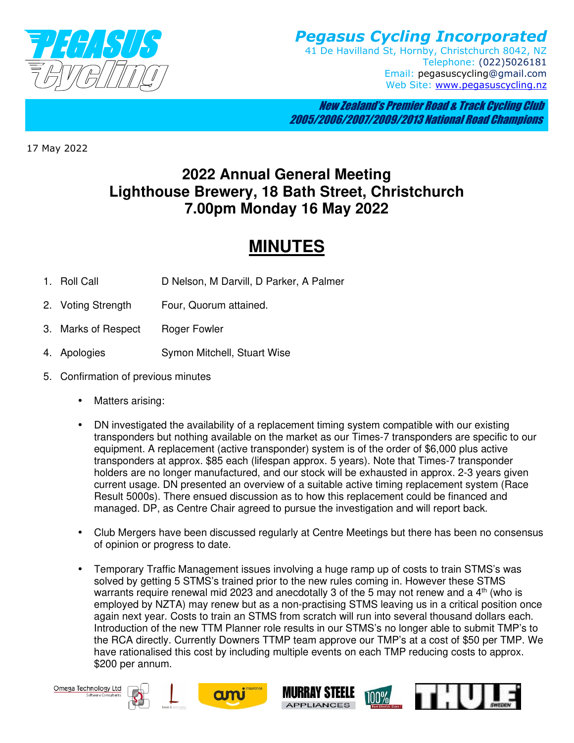# Pegasus Cycling Incorporated

41 De Havilland St, Hornby, Christchurch 8042, NZ
Telephone: (022)5026181
Email: pegasuscycling@gmail.com
Web Site: www.pegasuscycling.nz

*New Zealand's Premier Road & Track Cycling Club*
*2005/2006/2007/2009/2013 National Road Champions*

17 May 2022

## 2022 Annual General Meeting
## Lighthouse Brewery, 18 Bath Street, Christchurch
## 7.00pm Monday 16 May 2022

# MINUTES

1. Roll Call D Nelson, M Darvill, D Parker, A Palmer
2. Voting Strength Four, Quorum attained.
3. Marks of Respect Roger Fowler
4. Apologies Symon Mitchell, Stuart Wise
5. Confirmation of previous minutes
   - Matters arising:
   - DN investigated the availability of a replacement timing system compatible with our existing transponders but nothing available on the market as our Times-7 transponders are specific to our equipment. A replacement (active transponder) system is of the order of $6,000 plus active transponders at approx. $85 each (lifespan approx. 5 years). Note that Times-7 transponder holders are no longer manufactured, and our stock will be exhausted in approx. 2-3 years given current usage. DN presented an overview of a suitable active timing replacement system (Race Result 5000s). There ensued discussion as to how this replacement could be financed and managed. DP, as Centre Chair agreed to pursue the investigation and will report back.
   - Club Mergers have been discussed regularly at Centre Meetings but there has been no consensus of opinion or progress to date.
   - Temporary Traffic Management issues involving a huge ramp up of costs to train STMS's was solved by getting 5 STMS's trained prior to the new rules coming in. However these STMS warrants require renewal mid 2023 and anecdotally 3 of the 5 may not renew and a 4th (who is employed by NZTA) may renew but as a non-practising STMS leaving us in a critical position once again next year. Costs to train an STMS from scratch will run into several thousand dollars each. Introduction of the new TTM Planner role results in our STMS's no longer able to submit TMP's to the RCA directly. Currently Downers TTMP team approve our TMP's at a cost of $50 per TMP. We have rationalised this cost by including multiple events on each TMP reducing costs to approx. $200 per annum.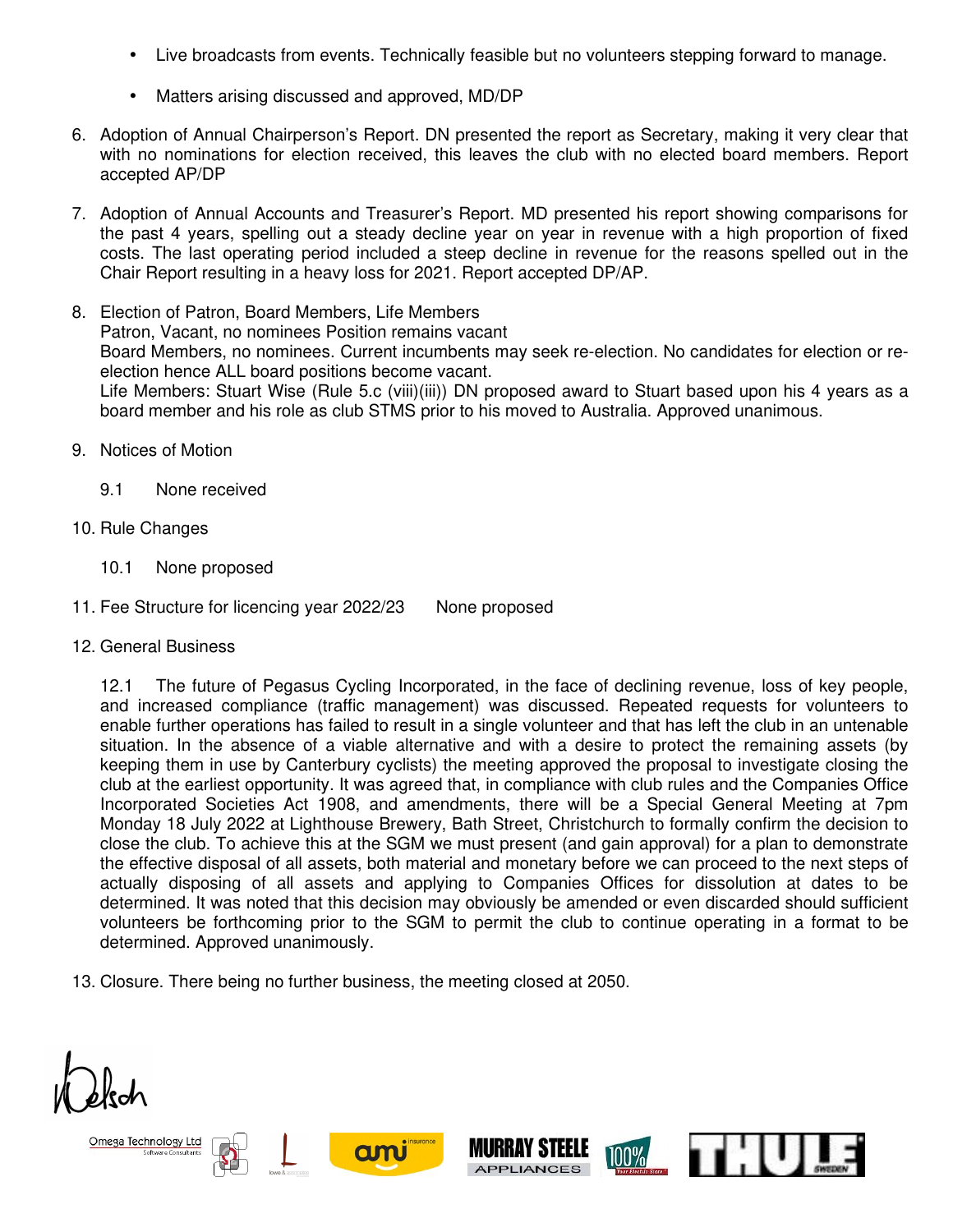- Live broadcasts from events. Technically feasible but no volunteers stepping forward to manage.
- Matters arising discussed and approved, MD/DP

6. Adoption of Annual Chairperson's Report. DN presented the report as Secretary, making it very clear that with no nominations for election received, this leaves the club with no elected board members. Report accepted AP/DP

7. Adoption of Annual Accounts and Treasurer's Report. MD presented his report showing comparisons for the past 4 years, spelling out a steady decline year on year in revenue with a high proportion of fixed costs. The last operating period included a steep decline in revenue for the reasons spelled out in the Chair Report resulting in a heavy loss for 2021. Report accepted DP/AP.

8. Election of Patron, Board Members, Life Members
   Patron, Vacant, no nominees Position remains vacant
   Board Members, no nominees. Current incumbents may seek re-election. No candidates for election or re-election hence ALL board positions become vacant.
   Life Members: Stuart Wise (Rule 5.c (viii)(iii)) DN proposed award to Stuart based upon his 4 years as a board member and his role as club STMS prior to his moved to Australia. Approved unanimous.

9. Notices of Motion

   9.1 None received

10. Rule Changes

    10.1 None proposed

11. Fee Structure for licencing year 2022/23 None proposed

12. General Business

    12.1 The future of Pegasus Cycling Incorporated, in the face of declining revenue, loss of key people, and increased compliance (traffic management) was discussed. Repeated requests for volunteers to enable further operations has failed to result in a single volunteer and that has left the club in an untenable situation. In the absence of a viable alternative and with a desire to protect the remaining assets (by keeping them in use by Canterbury cyclists) the meeting approved the proposal to investigate closing the club at the earliest opportunity. It was agreed that, in compliance with club rules and the Companies Office Incorporated Societies Act 1908, and amendments, there will be a Special General Meeting at 7pm Monday 18 July 2022 at Lighthouse Brewery, Bath Street, Christchurch to formally confirm the decision to close the club. To achieve this at the SGM we must present (and gain approval) for a plan to demonstrate the effective disposal of all assets, both material and monetary before we can proceed to the next steps of actually disposing of all assets and applying to Companies Offices for dissolution at dates to be determined. It was noted that this decision may obviously be amended or even discarded should sufficient volunteers be forthcoming prior to the SGM to permit the club to continue operating in a format to be determined. Approved unanimously.

13. Closure. There being no further business, the meeting closed at 2050.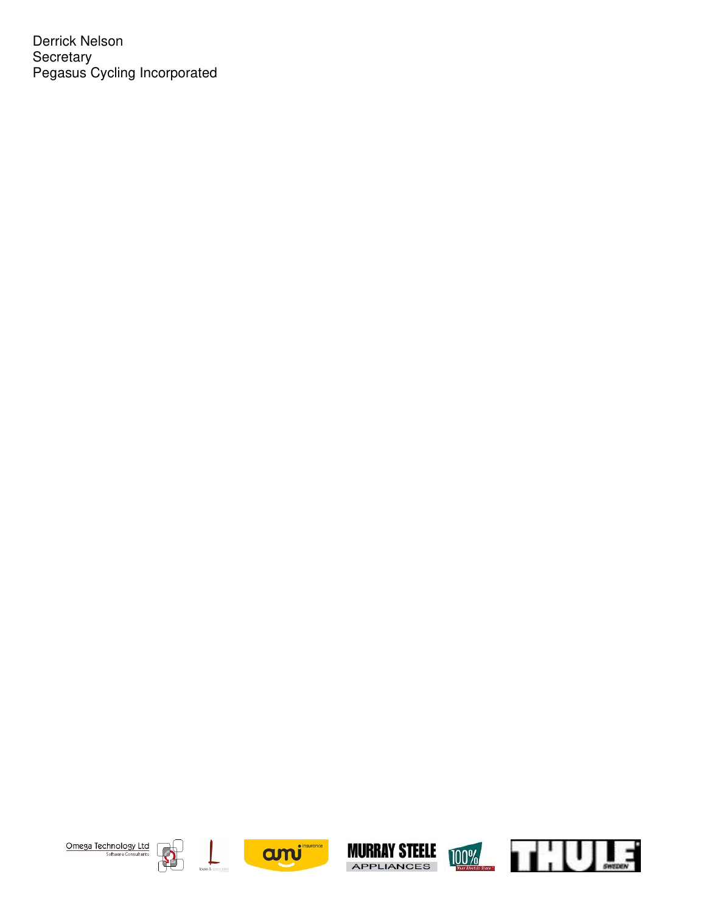Derrick Nelson
Secretary
Pegasus Cycling Incorporated